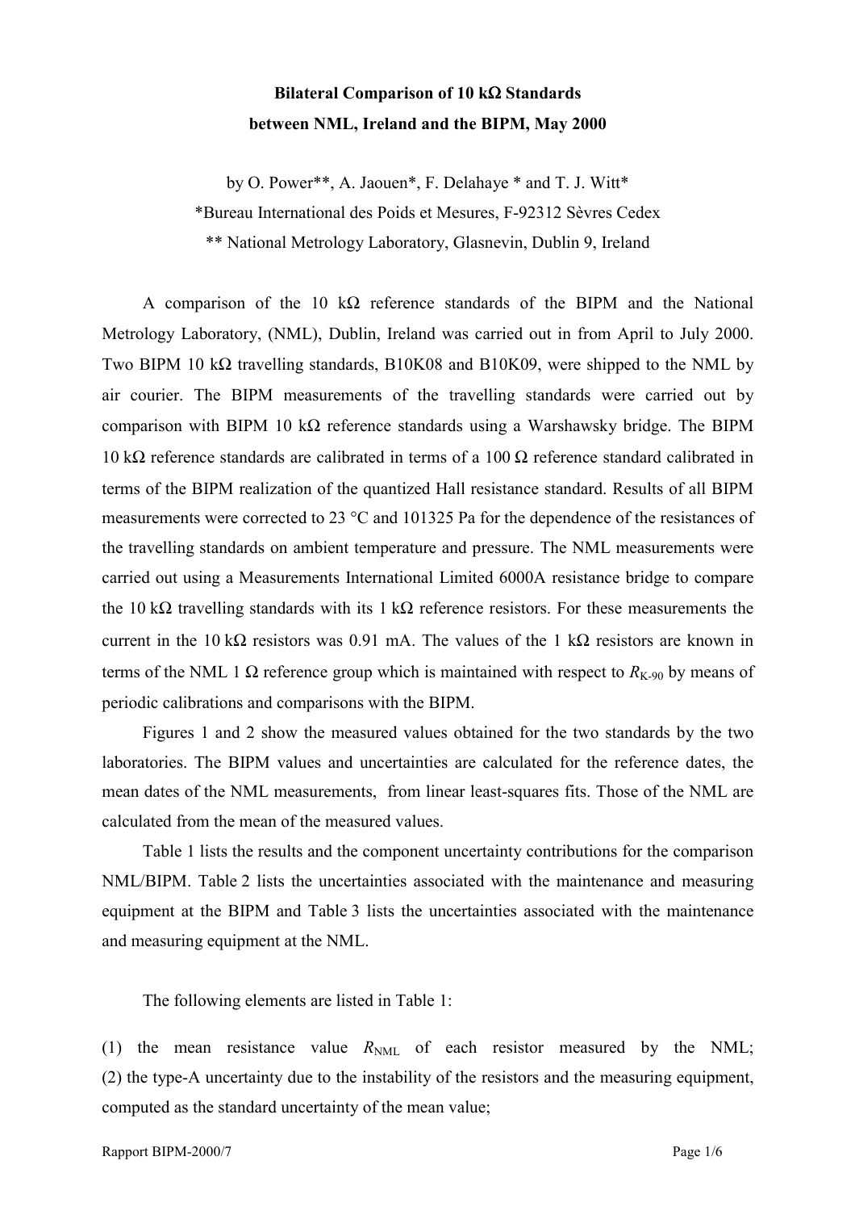**Bilateral Comparison of 10 kΩ Standards**
**between NML, Ireland and the BIPM, May 2000**

by O. Power**, A. Jaouen*, F. Delahaye * and T. J. Witt*

*Bureau International des Poids et Mesures, F-92312 Sèvres Cedex

** National Metrology Laboratory, Glasnevin, Dublin 9, Ireland

A comparison of the 10 kΩ reference standards of the BIPM and the National Metrology Laboratory, (NML), Dublin, Ireland was carried out in from April to July 2000. Two BIPM 10 kΩ travelling standards, B10K08 and B10K09, were shipped to the NML by air courier. The BIPM measurements of the travelling standards were carried out by comparison with BIPM 10 kΩ reference standards using a Warshawsky bridge. The BIPM 10 kΩ reference standards are calibrated in terms of a 100 Ω reference standard calibrated in terms of the BIPM realization of the quantized Hall resistance standard. Results of all BIPM measurements were corrected to 23 °C and 101325 Pa for the dependence of the resistances of the travelling standards on ambient temperature and pressure. The NML measurements were carried out using a Measurements International Limited 6000A resistance bridge to compare the 10 kΩ travelling standards with its 1 kΩ reference resistors. For these measurements the current in the 10 kΩ resistors was 0.91 mA. The values of the 1 kΩ resistors are known in terms of the NML 1 Ω reference group which is maintained with respect to $R_{K\text{-}90}$ by means of periodic calibrations and comparisons with the BIPM.

Figures 1 and 2 show the measured values obtained for the two standards by the two laboratories. The BIPM values and uncertainties are calculated for the reference dates, the mean dates of the NML measurements, from linear least-squares fits. Those of the NML are calculated from the mean of the measured values.

Table 1 lists the results and the component uncertainty contributions for the comparison NML/BIPM. Table 2 lists the uncertainties associated with the maintenance and measuring equipment at the BIPM and Table 3 lists the uncertainties associated with the maintenance and measuring equipment at the NML.

The following elements are listed in Table 1:

(1) the mean resistance value $R_{NML}$ of each resistor measured by the NML;
(2) the type-A uncertainty due to the instability of the resistors and the measuring equipment, computed as the standard uncertainty of the mean value;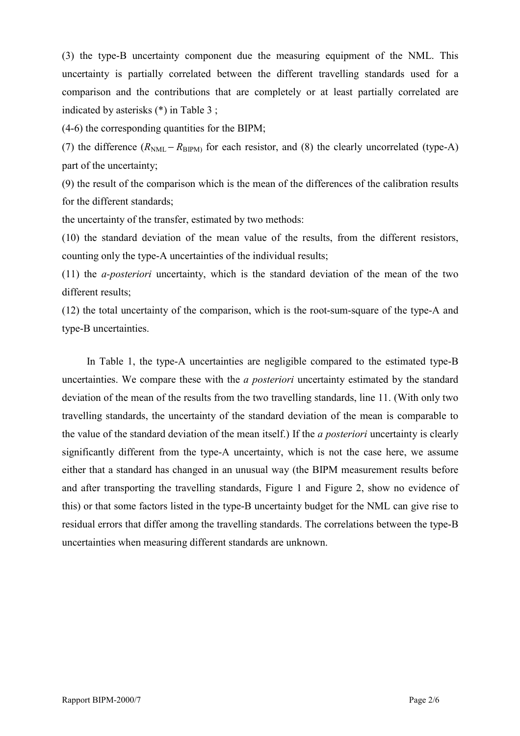(3) the type-B uncertainty component due the measuring equipment of the NML. This uncertainty is partially correlated between the different travelling standards used for a comparison and the contributions that are completely or at least partially correlated are indicated by asterisks (*) in Table 3 ;

(4-6) the corresponding quantities for the BIPM;

(7) the difference ($R_{\text{NML}} - R_{\text{BIPM}}$) for each resistor, and (8) the clearly uncorrelated (type-A) part of the uncertainty;

(9) the result of the comparison which is the mean of the differences of the calibration results for the different standards;

the uncertainty of the transfer, estimated by two methods:

(10) the standard deviation of the mean value of the results, from the different resistors, counting only the type-A uncertainties of the individual results;

(11) the *a-posteriori* uncertainty, which is the standard deviation of the mean of the two different results;

(12) the total uncertainty of the comparison, which is the root-sum-square of the type-A and type-B uncertainties.

In Table 1, the type-A uncertainties are negligible compared to the estimated type-B uncertainties. We compare these with the *a posteriori* uncertainty estimated by the standard deviation of the mean of the results from the two travelling standards, line 11. (With only two travelling standards, the uncertainty of the standard deviation of the mean is comparable to the value of the standard deviation of the mean itself.) If the *a posteriori* uncertainty is clearly significantly different from the type-A uncertainty, which is not the case here, we assume either that a standard has changed in an unusual way (the BIPM measurement results before and after transporting the travelling standards, Figure 1 and Figure 2, show no evidence of this) or that some factors listed in the type-B uncertainty budget for the NML can give rise to residual errors that differ among the travelling standards. The correlations between the type-B uncertainties when measuring different standards are unknown.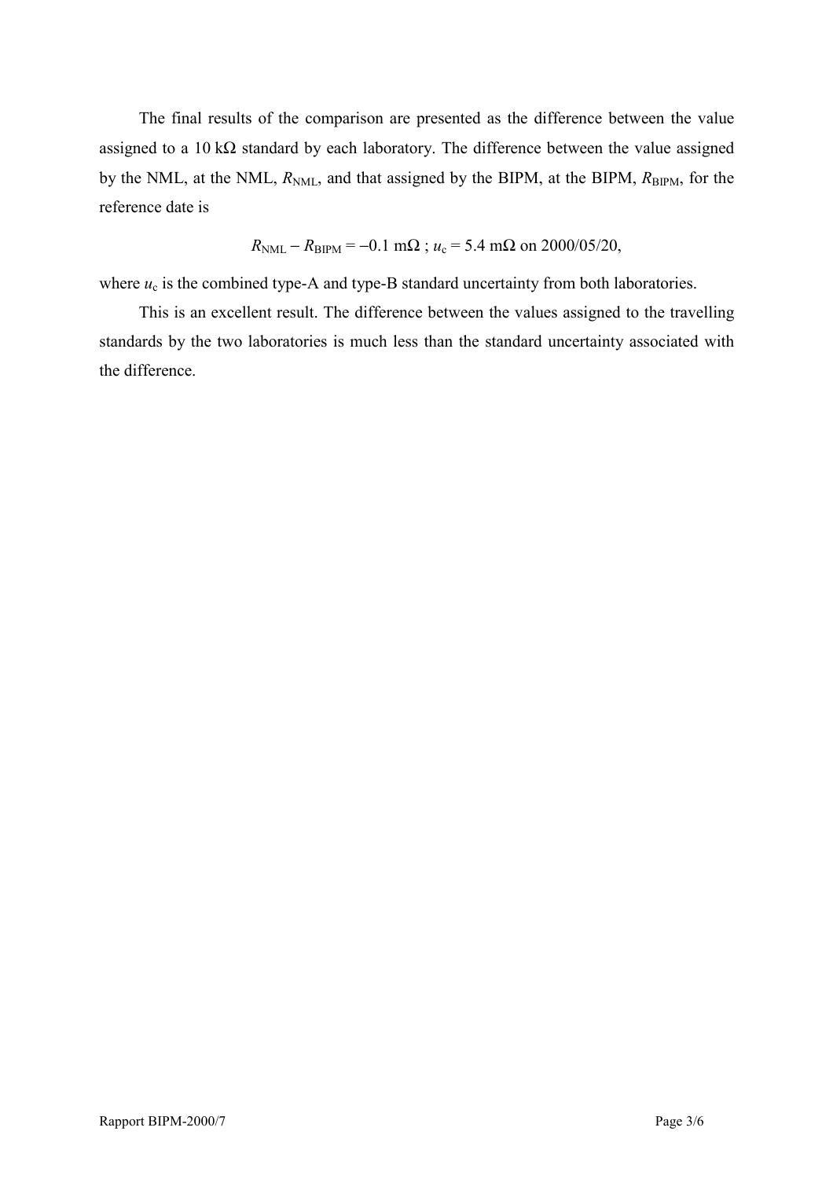The final results of the comparison are presented as the difference between the value assigned to a 10 kΩ standard by each laboratory. The difference between the value assigned by the NML, at the NML, $R_{\mathrm{NML}}$, and that assigned by the BIPM, at the BIPM, $R_{\mathrm{BIPM}}$, for the reference date is

$$R_{\mathrm{NML}} - R_{\mathrm{BIPM}} = -0.1\ \mathrm{m\Omega}\ ;\ u_{\mathrm{c}} = 5.4\ \mathrm{m\Omega}\ \text{on 2000/05/20,}$$

where $u_{\mathrm{c}}$ is the combined type-A and type-B standard uncertainty from both laboratories.

This is an excellent result. The difference between the values assigned to the travelling standards by the two laboratories is much less than the standard uncertainty associated with the difference.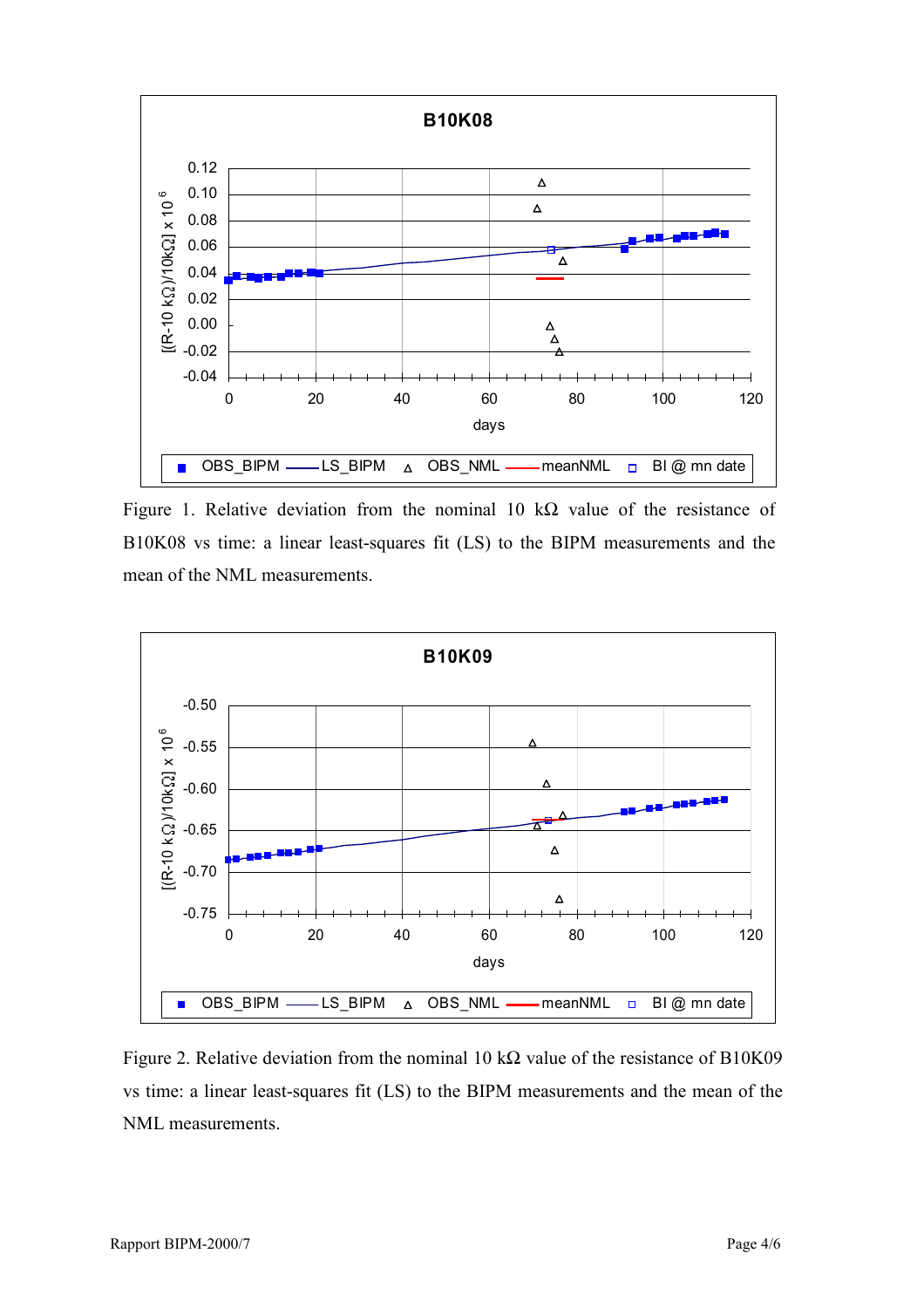Figure 1. Relative deviation from the nominal 10 kΩ value of the resistance of B10K08 vs time: a linear least-squares fit (LS) to the BIPM measurements and the mean of the NML measurements.

Figure 2. Relative deviation from the nominal 10 kΩ value of the resistance of B10K09 vs time: a linear least-squares fit (LS) to the BIPM measurements and the mean of the NML measurements.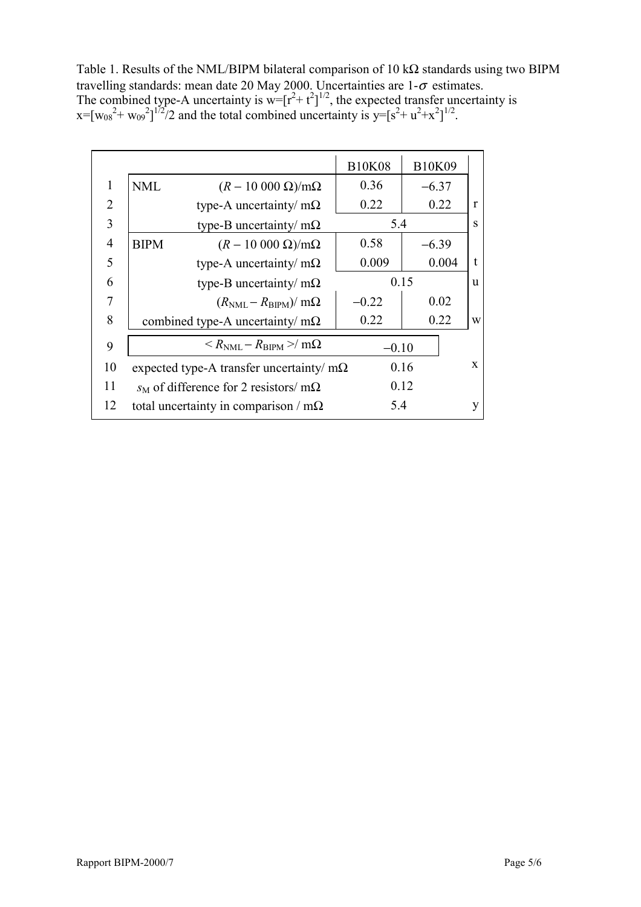Table 1. Results of the NML/BIPM bilateral comparison of 10 kΩ standards using two BIPM travelling standards: mean date 20 May 2000. Uncertainties are 1-$\sigma$ estimates. The combined type-A uncertainty is $w=[r^2+t^2]^{1/2}$, the expected transfer uncertainty is $x=[w_{08}^2+w_{09}^2]^{1/2}/2$ and the total combined uncertainty is $y=[s^2+u^2+x^2]^{1/2}$.

| | | | B10K08 | B10K09 | |
|---|---|---|---|---|---|
| 1 | NML | $(R - 10\ 000\ \Omega)$/mΩ | 0.36 | −6.37 | |
| 2 | | type-A uncertainty/ mΩ | 0.22 | 0.22 | r |
| 3 | | type-B uncertainty/ mΩ | 5.4 | | s |
| 4 | BIPM | $(R - 10\ 000\ \Omega)$/mΩ | 0.58 | −6.39 | |
| 5 | | type-A uncertainty/ mΩ | 0.009 | 0.004 | t |
| 6 | | type-B uncertainty/ mΩ | 0.15 | | u |
| 7 | | $(R_{NML} - R_{BIPM})$/ mΩ | −0.22 | 0.02 | |
| 8 | | combined type-A uncertainty/ mΩ | 0.22 | 0.22 | w |
| 9 | | $< R_{NML} - R_{BIPM} >$/ mΩ | −0.10 | | |
| 10 | | expected type-A transfer uncertainty/ mΩ | 0.16 | | x |
| 11 | | $s_M$ of difference for 2 resistors/ mΩ | 0.12 | | |
| 12 | | total uncertainty in comparison / mΩ | 5.4 | | y |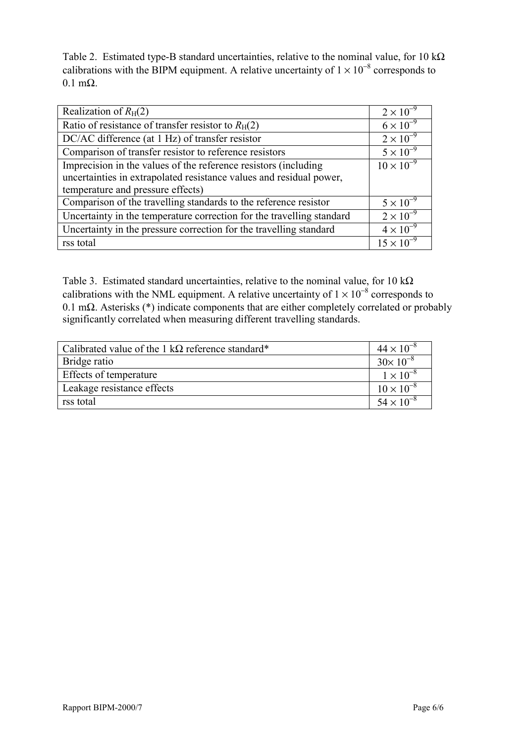Table 2. Estimated type-B standard uncertainties, relative to the nominal value, for 10 kΩ calibrations with the BIPM equipment. A relative uncertainty of $1 \times 10^{-8}$ corresponds to 0.1 mΩ.

| | |
|---|---|
| Realization of $R_H(2)$ | $2 \times 10^{-9}$ |
| Ratio of resistance of transfer resistor to $R_H(2)$ | $6 \times 10^{-9}$ |
| DC/AC difference (at 1 Hz) of transfer resistor | $2 \times 10^{-9}$ |
| Comparison of transfer resistor to reference resistors | $5 \times 10^{-9}$ |
| Imprecision in the values of the reference resistors (including uncertainties in extrapolated resistance values and residual power, temperature and pressure effects) | $10 \times 10^{-9}$ |
| Comparison of the travelling standards to the reference resistor | $5 \times 10^{-9}$ |
| Uncertainty in the temperature correction for the travelling standard | $2 \times 10^{-9}$ |
| Uncertainty in the pressure correction for the travelling standard | $4 \times 10^{-9}$ |
| rss total | $15 \times 10^{-9}$ |

Table 3. Estimated standard uncertainties, relative to the nominal value, for 10 kΩ calibrations with the NML equipment. A relative uncertainty of $1 \times 10^{-8}$ corresponds to 0.1 mΩ. Asterisks (*) indicate components that are either completely correlated or probably significantly correlated when measuring different travelling standards.

| | |
|---|---|
| Calibrated value of the 1 kΩ reference standard* | $44 \times 10^{-8}$ |
| Bridge ratio | $30 \times 10^{-8}$ |
| Effects of temperature | $1 \times 10^{-8}$ |
| Leakage resistance effects | $10 \times 10^{-8}$ |
| rss total | $54 \times 10^{-8}$ |